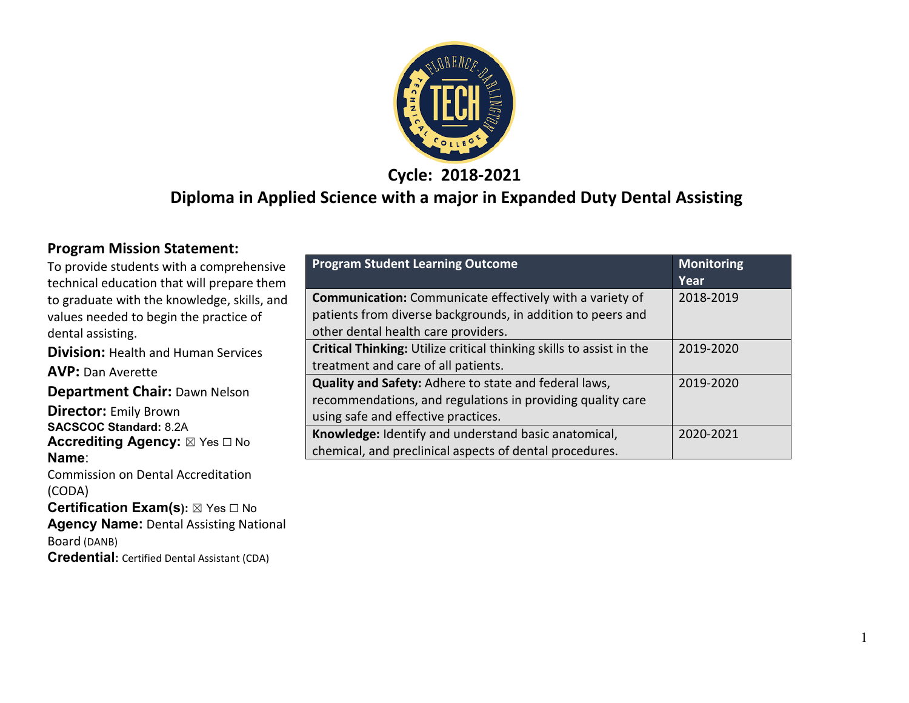# Cycle: 2018-2021

## Diploma in Applied Science with a major in Expanded Duty Dental Assisting

### Program Mission Statement:

To provide students with a comprehensive technical education that will prepare them to graduate with the knowledge, skills, and values needed to begin the practice of dental assisting.

**Division:** Health and Human Services

**AVP:** Dan Averette

**Department Chair:** Dawn Nelson

**Director:** Emily Brown

**SACSCOC Standard:** 8.2A

**Accrediting Agency:** ☒ Yes ☐ No

**Name**:

Commission on Dental Accreditation (CODA)

**Certification Exam(s):** ☒ Yes ☐ No

**Agency Name:** Dental Assisting National Board (DANB)

**Credential:** Certified Dental Assistant (CDA)

| Program Student Learning Outcome | Monitoring Year |
|---|---|
| **Communication:** Communicate effectively with a variety of patients from diverse backgrounds, in addition to peers and other dental health care providers. | 2018-2019 |
| **Critical Thinking:** Utilize critical thinking skills to assist in the treatment and care of all patients. | 2019-2020 |
| **Quality and Safety:** Adhere to state and federal laws, recommendations, and regulations in providing quality care using safe and effective practices. | 2019-2020 |
| **Knowledge:** Identify and understand basic anatomical, chemical, and preclinical aspects of dental procedures. | 2020-2021 |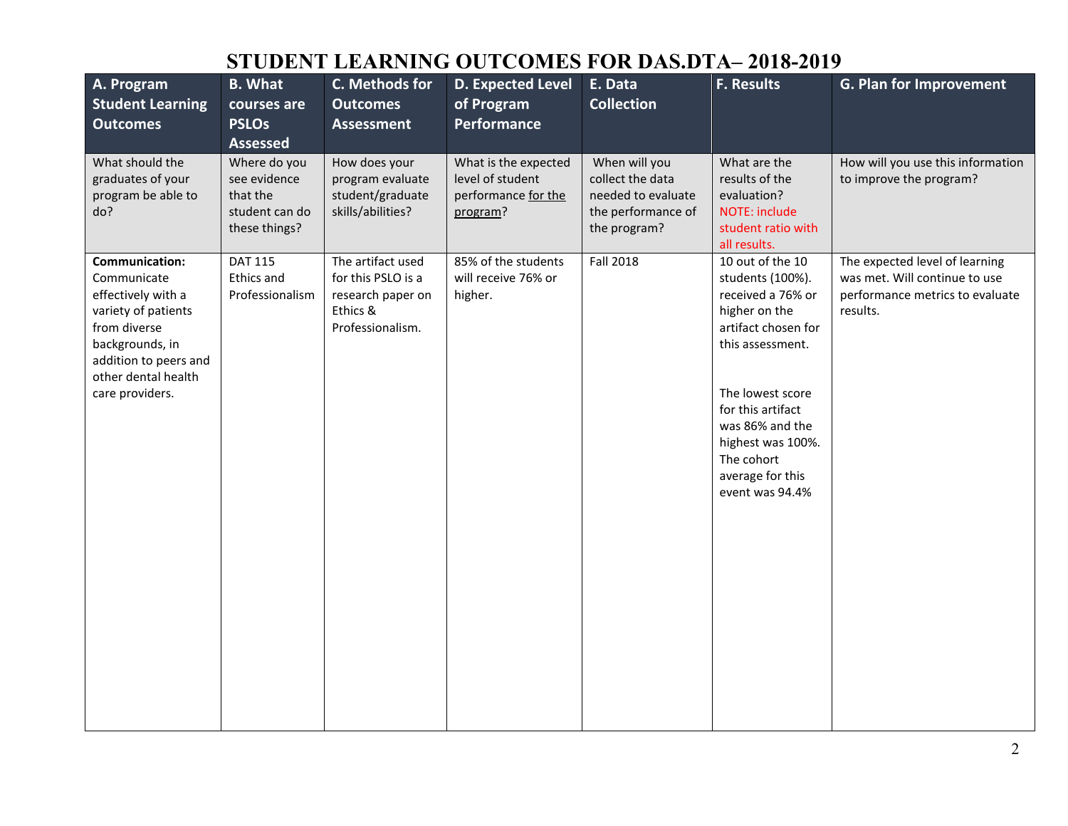# STUDENT LEARNING OUTCOMES FOR DAS.DTA– 2018-2019

| A. Program Student Learning Outcomes | B. What courses are PSLOs Assessed | C. Methods for Outcomes Assessment | D. Expected Level of Program Performance | E. Data Collection | F. Results | G. Plan for Improvement |
|---|---|---|---|---|---|---|
| What should the graduates of your program be able to do? | Where do you see evidence that the student can do these things? | How does your program evaluate student/graduate skills/abilities? | What is the expected level of student performance for the program? | When will you collect the data needed to evaluate the performance of the program? | What are the results of the evaluation? NOTE: include student ratio with all results. | How will you use this information to improve the program? |
| **Communication:** Communicate effectively with a variety of patients from diverse backgrounds, in addition to peers and other dental health care providers. | DAT 115 Ethics and Professionalism | The artifact used for this PSLO is a research paper on Ethics & Professionalism. | 85% of the students will receive 76% or higher. | Fall 2018 | 10 out of the 10 students (100%). received a 76% or higher on the artifact chosen for this assessment.<br><br>The lowest score for this artifact was 86% and the highest was 100%. The cohort average for this event was 94.4% | The expected level of learning was met. Will continue to use performance metrics to evaluate results. |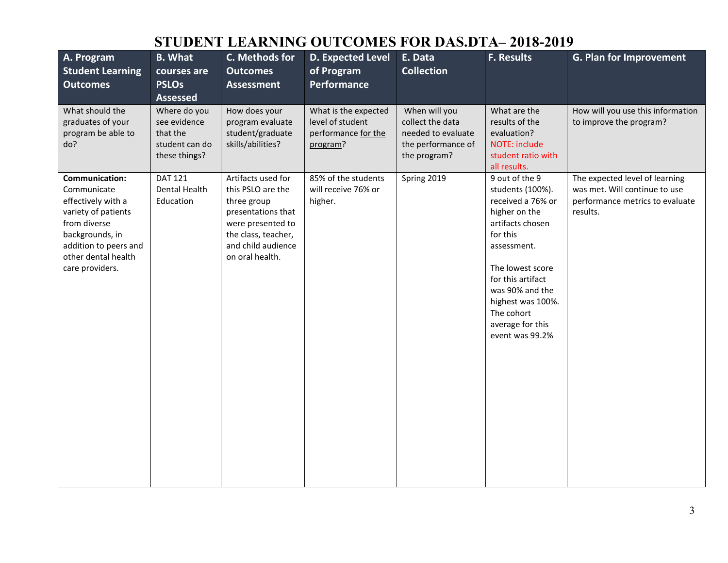# STUDENT LEARNING OUTCOMES FOR DAS.DTA– 2018-2019

| A. Program Student Learning Outcomes | B. What courses are PSLOs Assessed | C. Methods for Outcomes Assessment | D. Expected Level of Program Performance | E. Data Collection | F. Results | G. Plan for Improvement |
|---|---|---|---|---|---|---|
| What should the graduates of your program be able to do? | Where do you see evidence that the student can do these things? | How does your program evaluate student/graduate skills/abilities? | What is the expected level of student performance for the program? | When will you collect the data needed to evaluate the performance of the program? | What are the results of the evaluation? NOTE: include student ratio with all results. | How will you use this information to improve the program? |
| **Communication:** Communicate effectively with a variety of patients from diverse backgrounds, in addition to peers and other dental health care providers. | DAT 121 Dental Health Education | Artifacts used for this PSLO are the three group presentations that were presented to the class, teacher, and child audience on oral health. | 85% of the students will receive 76% or higher. | Spring 2019 | 9 out of the 9 students (100%). received a 76% or higher on the artifacts chosen for this assessment.<br><br>The lowest score for this artifact was 90% and the highest was 100%. The cohort average for this event was 99.2% | The expected level of learning was met. Will continue to use performance metrics to evaluate results. |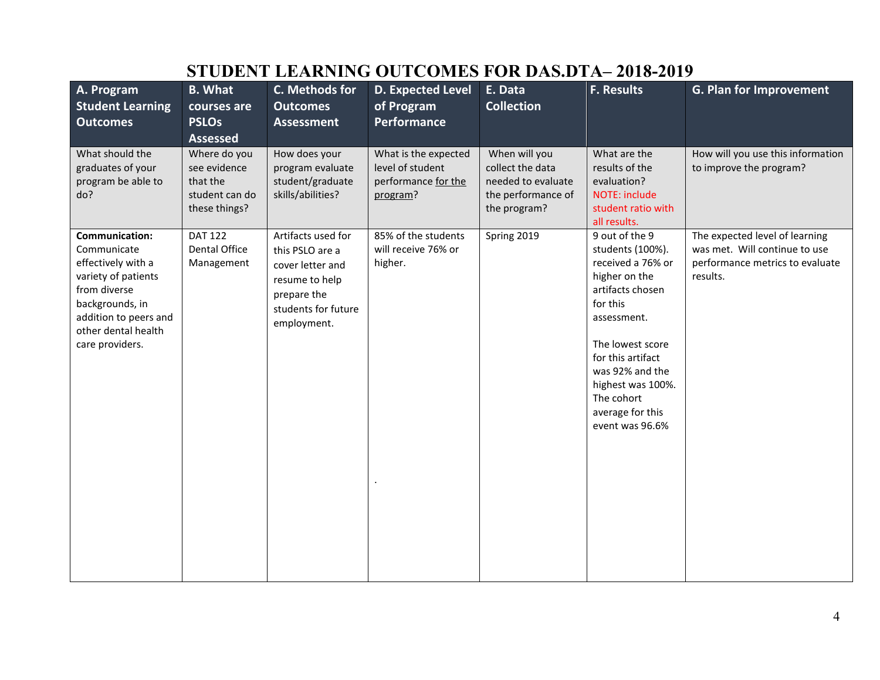# STUDENT LEARNING OUTCOMES FOR DAS.DTA– 2018-2019

| A. Program Student Learning Outcomes | B. What courses are PSLOs Assessed | C. Methods for Outcomes Assessment | D. Expected Level of Program Performance | E. Data Collection | F. Results | G. Plan for Improvement |
|---|---|---|---|---|---|---|
| What should the graduates of your program be able to do? | Where do you see evidence that the student can do these things? | How does your program evaluate student/graduate skills/abilities? | What is the expected level of student performance for the program? | When will you collect the data needed to evaluate the performance of the program? | What are the results of the evaluation? NOTE: include student ratio with all results. | How will you use this information to improve the program? |
| **Communication:** Communicate effectively with a variety of patients from diverse backgrounds, in addition to peers and other dental health care providers. | DAT 122 Dental Office Management | Artifacts used for this PSLO are a cover letter and resume to help prepare the students for future employment. | 85% of the students will receive 76% or higher. . | Spring 2019 | 9 out of the 9 students (100%). received a 76% or higher on the artifacts chosen for this assessment. The lowest score for this artifact was 92% and the highest was 100%. The cohort average for this event was 96.6% | The expected level of learning was met. Will continue to use performance metrics to evaluate results. |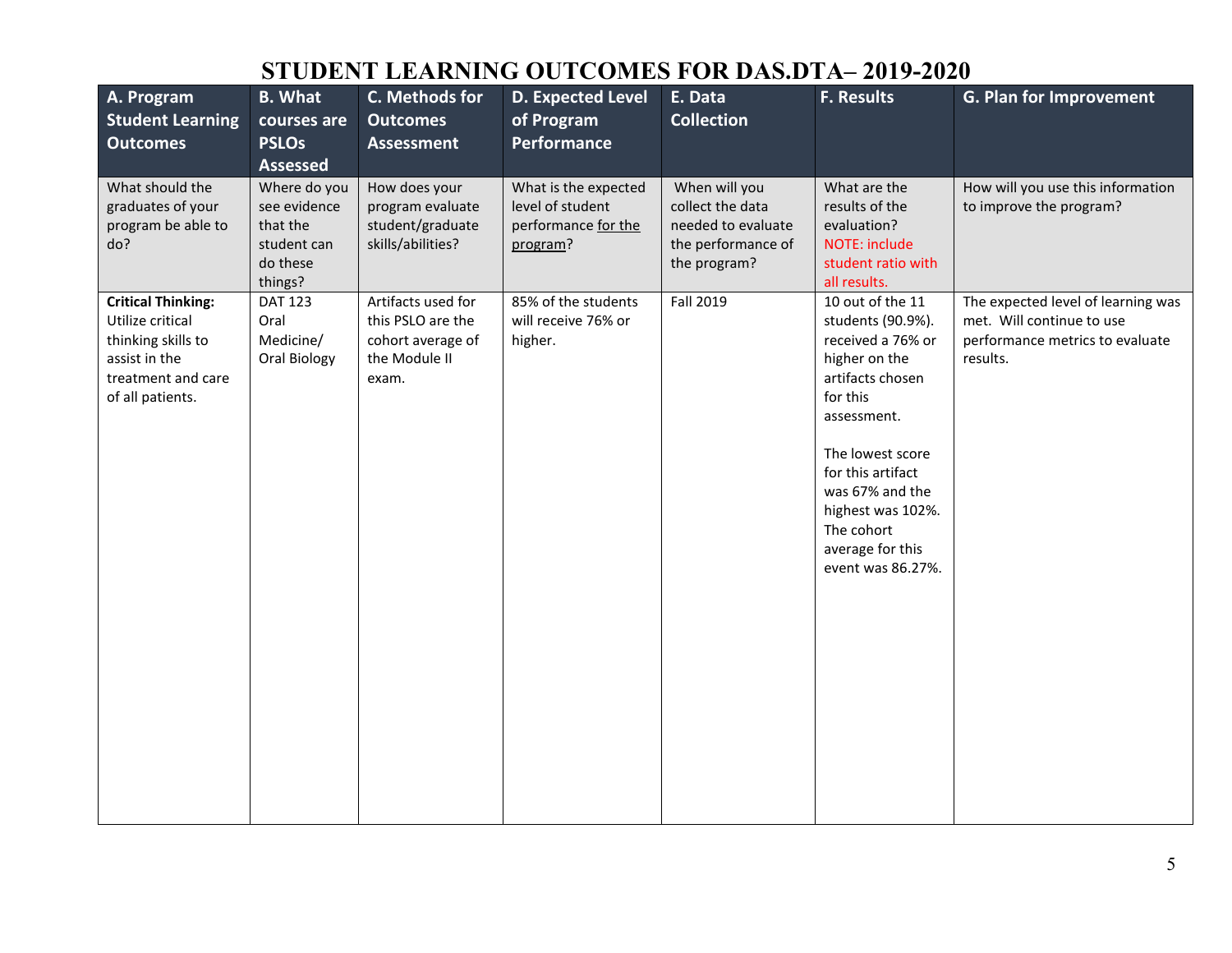# STUDENT LEARNING OUTCOMES FOR DAS.DTA– 2019-2020

| A. Program Student Learning Outcomes | B. What courses are PSLOs Assessed | C. Methods for Outcomes Assessment | D. Expected Level of Program Performance | E. Data Collection | F. Results | G. Plan for Improvement |
|---|---|---|---|---|---|---|
| What should the graduates of your program be able to do? | Where do you see evidence that the student can do these things? | How does your program evaluate student/graduate skills/abilities? | What is the expected level of student performance for the program? | When will you collect the data needed to evaluate the performance of the program? | What are the results of the evaluation? NOTE: include student ratio with all results. | How will you use this information to improve the program? |
| **Critical Thinking:** Utilize critical thinking skills to assist in the treatment and care of all patients. | DAT 123 Oral Medicine/ Oral Biology | Artifacts used for this PSLO are the cohort average of the Module II exam. | 85% of the students will receive 76% or higher. | Fall 2019 | 10 out of the 11 students (90.9%). received a 76% or higher on the artifacts chosen for this assessment.<br><br>The lowest score for this artifact was 67% and the highest was 102%. The cohort average for this event was 86.27%. | The expected level of learning was met. Will continue to use performance metrics to evaluate results. |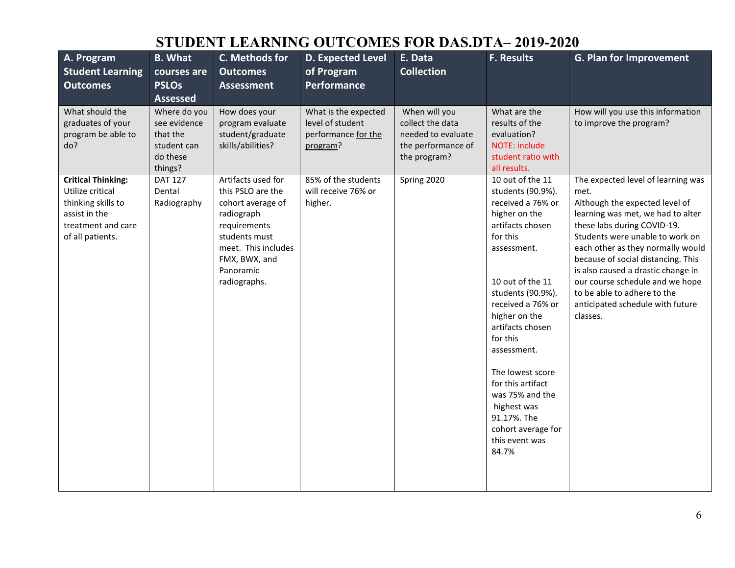# STUDENT LEARNING OUTCOMES FOR DAS.DTA– 2019-2020

| A. Program Student Learning Outcomes | B. What courses are PSLOs Assessed | C. Methods for Outcomes Assessment | D. Expected Level of Program Performance | E. Data Collection | F. Results | G. Plan for Improvement |
|---|---|---|---|---|---|---|
| What should the graduates of your program be able to do? | Where do you see evidence that the student can do these things? | How does your program evaluate student/graduate skills/abilities? | What is the expected level of student performance for the program? | When will you collect the data needed to evaluate the performance of the program? | What are the results of the evaluation? NOTE: include student ratio with all results. | How will you use this information to improve the program? |
| **Critical Thinking:** Utilize critical thinking skills to assist in the treatment and care of all patients. | DAT 127 Dental Radiography | Artifacts used for this PSLO are the cohort average of radiograph requirements students must meet. This includes FMX, BWX, and Panoramic radiographs. | 85% of the students will receive 76% or higher. | Spring 2020 | 10 out of the 11 students (90.9%). received a 76% or higher on the artifacts chosen for this assessment.<br><br>10 out of the 11 students (90.9%). received a 76% or higher on the artifacts chosen for this assessment.<br><br>The lowest score for this artifact was 75% and the highest was 91.17%. The cohort average for this event was 84.7% | The expected level of learning was met.<br>Although the expected level of learning was met, we had to alter these labs during COVID-19. Students were unable to work on each other as they normally would because of social distancing. This is also caused a drastic change in our course schedule and we hope to be able to adhere to the anticipated schedule with future classes. |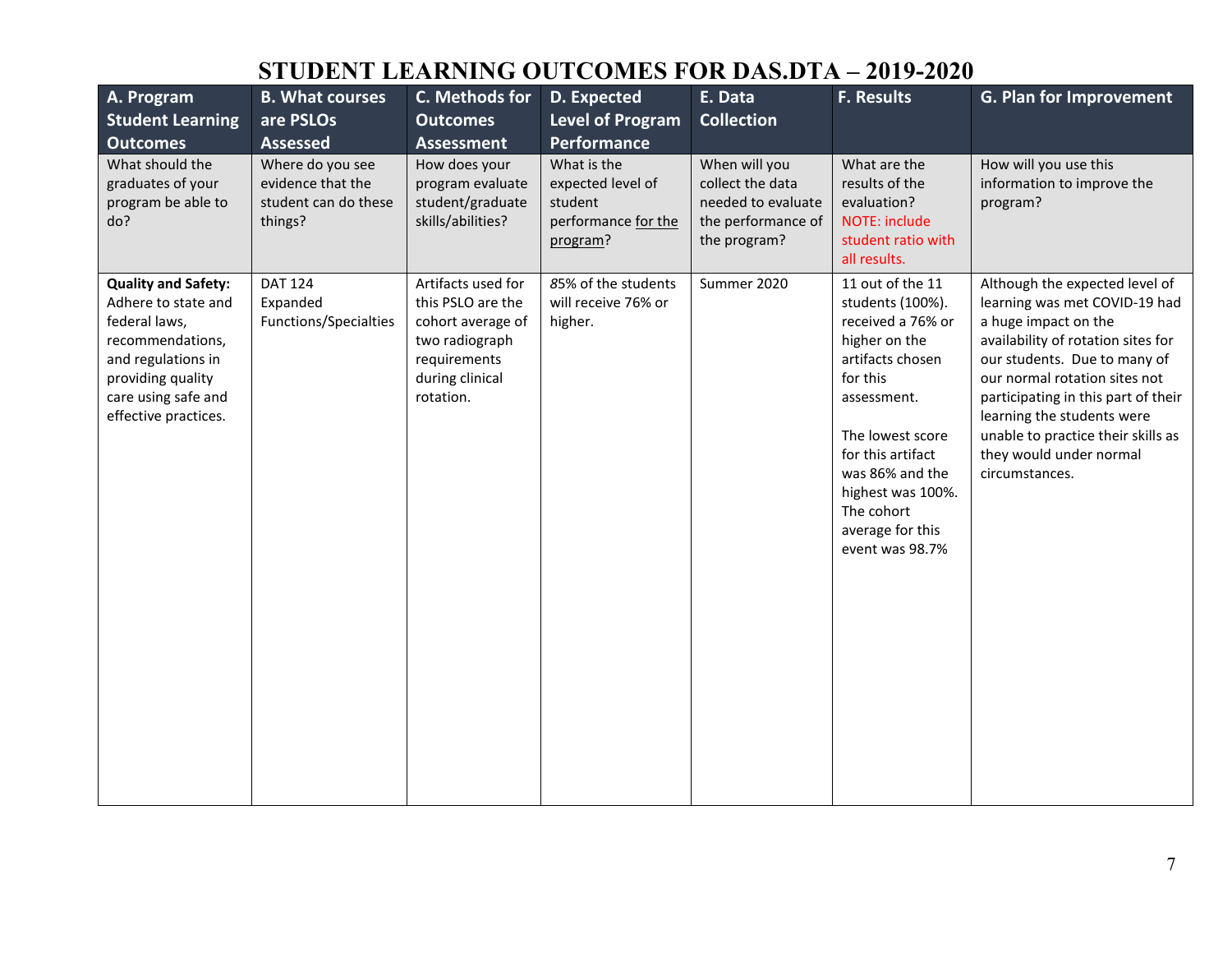# STUDENT LEARNING OUTCOMES FOR DAS.DTA – 2019-2020

| A. Program Student Learning Outcomes | B. What courses are PSLOs Assessed | C. Methods for Outcomes Assessment | D. Expected Level of Program Performance | E. Data Collection | F. Results | G. Plan for Improvement |
|---|---|---|---|---|---|---|
| What should the graduates of your program be able to do? | Where do you see evidence that the student can do these things? | How does your program evaluate student/graduate skills/abilities? | What is the expected level of student performance for the program? | When will you collect the data needed to evaluate the performance of the program? | What are the results of the evaluation? NOTE: include student ratio with all results. | How will you use this information to improve the program? |
| **Quality and Safety:** Adhere to state and federal laws, recommendations, and regulations in providing quality care using safe and effective practices. | DAT 124 Expanded Functions/Specialties | Artifacts used for this PSLO are the cohort average of two radiograph requirements during clinical rotation. | 85% of the students will receive 76% or higher. | Summer 2020 | 11 out of the 11 students (100%). received a 76% or higher on the artifacts chosen for this assessment.<br><br>The lowest score for this artifact was 86% and the highest was 100%. The cohort average for this event was 98.7% | Although the expected level of learning was met COVID-19 had a huge impact on the availability of rotation sites for our students. Due to many of our normal rotation sites not participating in this part of their learning the students were unable to practice their skills as they would under normal circumstances. |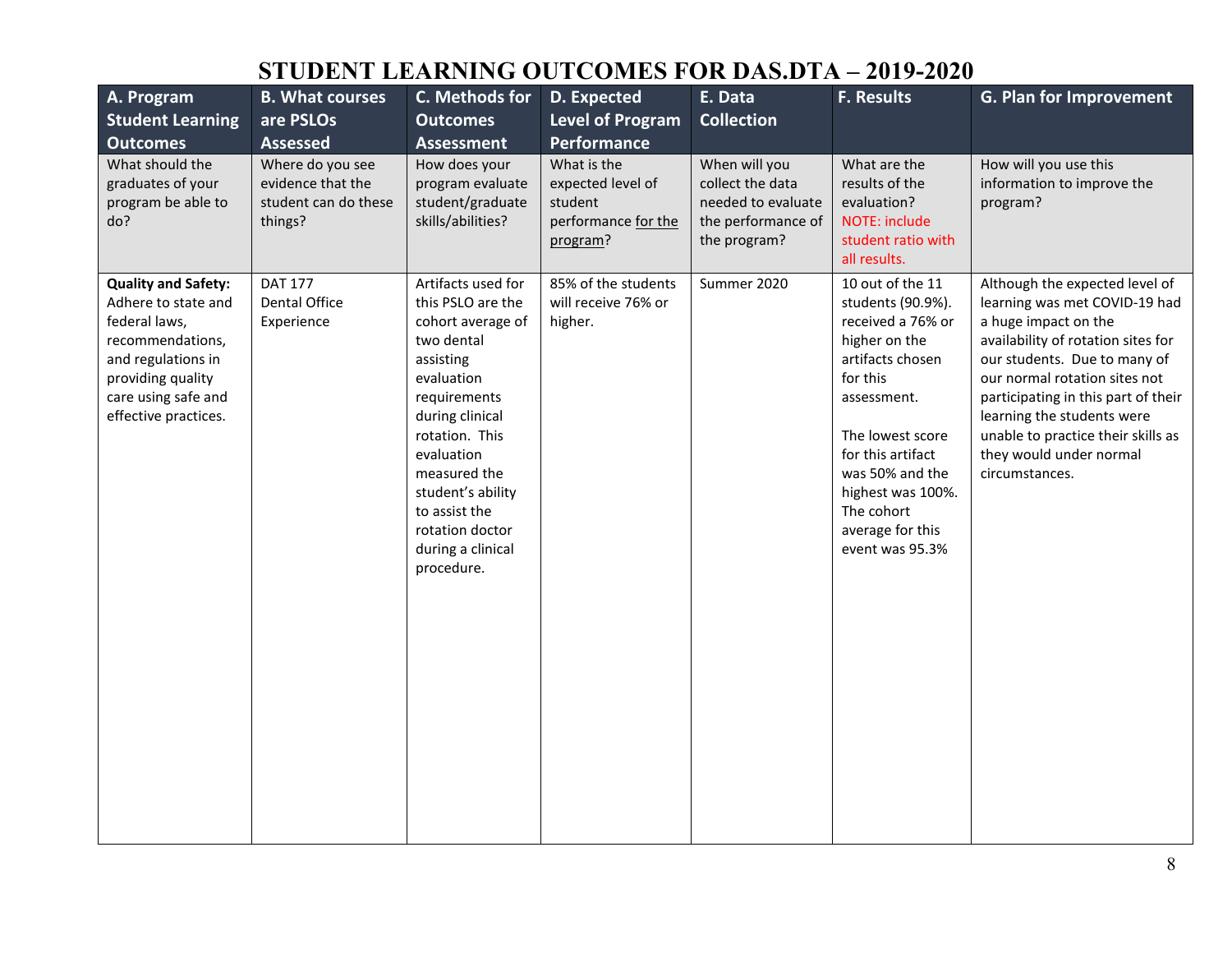# STUDENT LEARNING OUTCOMES FOR DAS.DTA – 2019-2020

| A. Program Student Learning Outcomes | B. What courses are PSLOs Assessed | C. Methods for Outcomes Assessment | D. Expected Level of Program Performance | E. Data Collection | F. Results | G. Plan for Improvement |
|---|---|---|---|---|---|---|
| What should the graduates of your program be able to do? | Where do you see evidence that the student can do these things? | How does your program evaluate student/graduate skills/abilities? | What is the expected level of student performance for the program? | When will you collect the data needed to evaluate the performance of the program? | What are the results of the evaluation? NOTE: include student ratio with all results. | How will you use this information to improve the program? |
| **Quality and Safety:** Adhere to state and federal laws, recommendations, and regulations in providing quality care using safe and effective practices. | DAT 177 Dental Office Experience | Artifacts used for this PSLO are the cohort average of two dental assisting evaluation requirements during clinical rotation. This evaluation measured the student's ability to assist the rotation doctor during a clinical procedure. | 85% of the students will receive 76% or higher. | Summer 2020 | 10 out of the 11 students (90.9%). received a 76% or higher on the artifacts chosen for this assessment.<br><br>The lowest score for this artifact was 50% and the highest was 100%. The cohort average for this event was 95.3% | Although the expected level of learning was met COVID-19 had a huge impact on the availability of rotation sites for our students. Due to many of our normal rotation sites not participating in this part of their learning the students were unable to practice their skills as they would under normal circumstances. |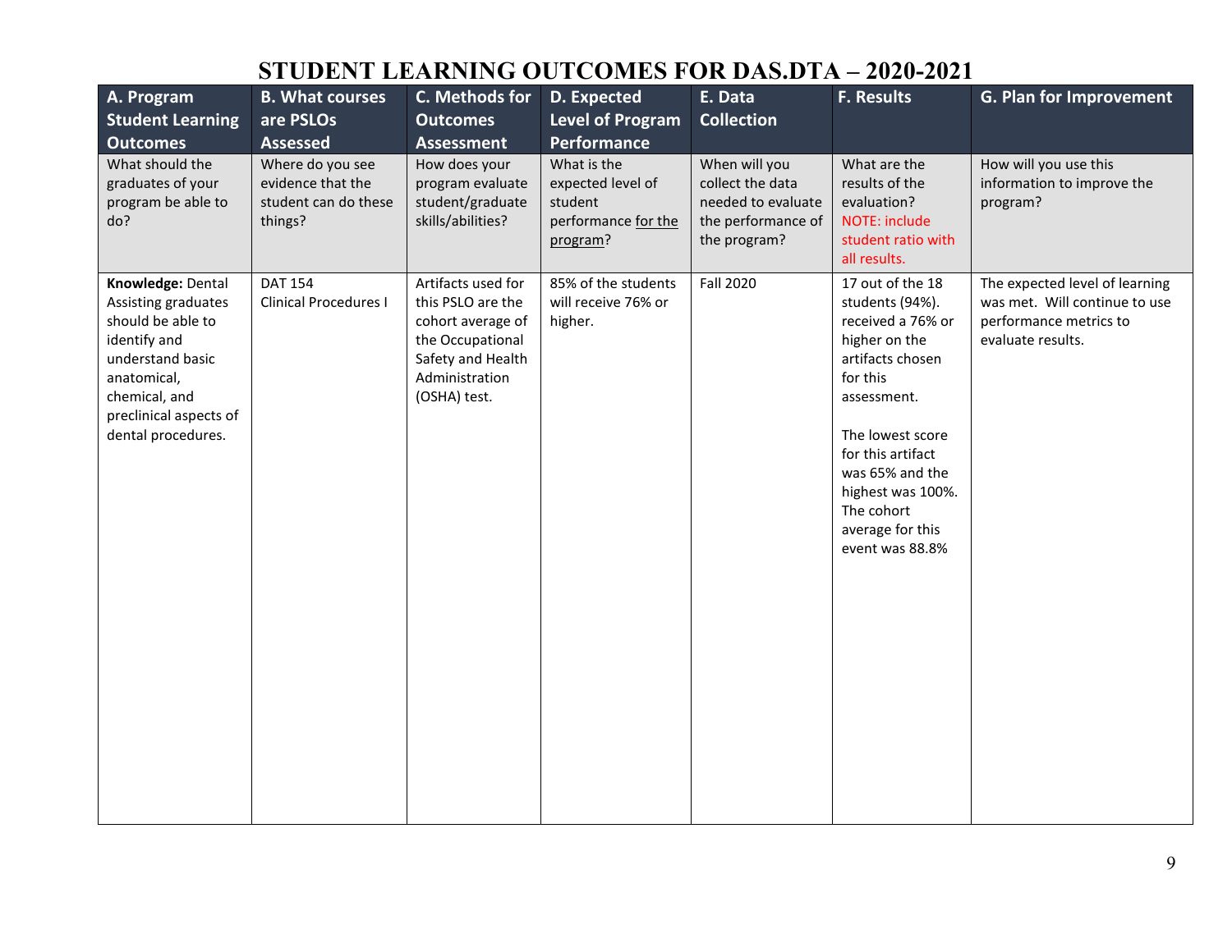# STUDENT LEARNING OUTCOMES FOR DAS.DTA – 2020-2021

| A. Program Student Learning Outcomes | B. What courses are PSLOs Assessed | C. Methods for Outcomes Assessment | D. Expected Level of Program Performance | E. Data Collection | F. Results | G. Plan for Improvement |
|---|---|---|---|---|---|---|
| What should the graduates of your program be able to do? | Where do you see evidence that the student can do these things? | How does your program evaluate student/graduate skills/abilities? | What is the expected level of student performance for the program? | When will you collect the data needed to evaluate the performance of the program? | What are the results of the evaluation? NOTE: include student ratio with all results. | How will you use this information to improve the program? |
| **Knowledge:** Dental Assisting graduates should be able to identify and understand basic anatomical, chemical, and preclinical aspects of dental procedures. | DAT 154 Clinical Procedures I | Artifacts used for this PSLO are the cohort average of the Occupational Safety and Health Administration (OSHA) test. | 85% of the students will receive 76% or higher. | Fall 2020 | 17 out of the 18 students (94%). received a 76% or higher on the artifacts chosen for this assessment.<br><br>The lowest score for this artifact was 65% and the highest was 100%. The cohort average for this event was 88.8% | The expected level of learning was met. Will continue to use performance metrics to evaluate results. |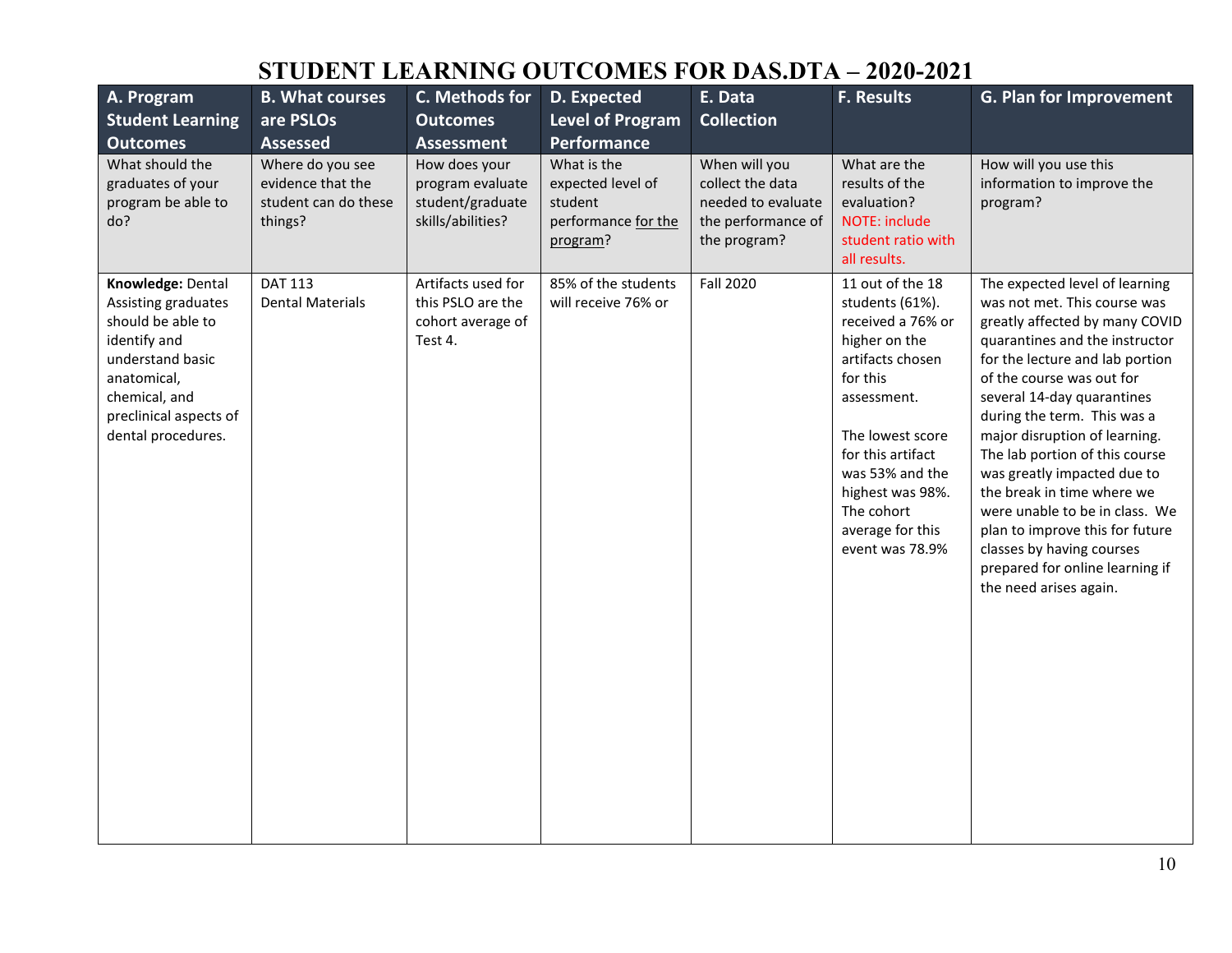# STUDENT LEARNING OUTCOMES FOR DAS.DTA – 2020-2021

| A. Program Student Learning Outcomes | B. What courses are PSLOs Assessed | C. Methods for Outcomes Assessment | D. Expected Level of Program Performance | E. Data Collection | F. Results | G. Plan for Improvement |
|---|---|---|---|---|---|---|
| What should the graduates of your program be able to do? | Where do you see evidence that the student can do these things? | How does your program evaluate student/graduate skills/abilities? | What is the expected level of student performance for the program? | When will you collect the data needed to evaluate the performance of the program? | What are the results of the evaluation? NOTE: include student ratio with all results. | How will you use this information to improve the program? |
| **Knowledge:** Dental Assisting graduates should be able to identify and understand basic anatomical, chemical, and preclinical aspects of dental procedures. | DAT 113 Dental Materials | Artifacts used for this PSLO are the cohort average of Test 4. | 85% of the students will receive 76% or | Fall 2020 | 11 out of the 18 students (61%). received a 76% or higher on the artifacts chosen for this assessment.<br><br>The lowest score for this artifact was 53% and the highest was 98%. The cohort average for this event was 78.9% | The expected level of learning was not met. This course was greatly affected by many COVID quarantines and the instructor for the lecture and lab portion of the course was out for several 14-day quarantines during the term. This was a major disruption of learning. The lab portion of this course was greatly impacted due to the break in time where we were unable to be in class. We plan to improve this for future classes by having courses prepared for online learning if the need arises again. |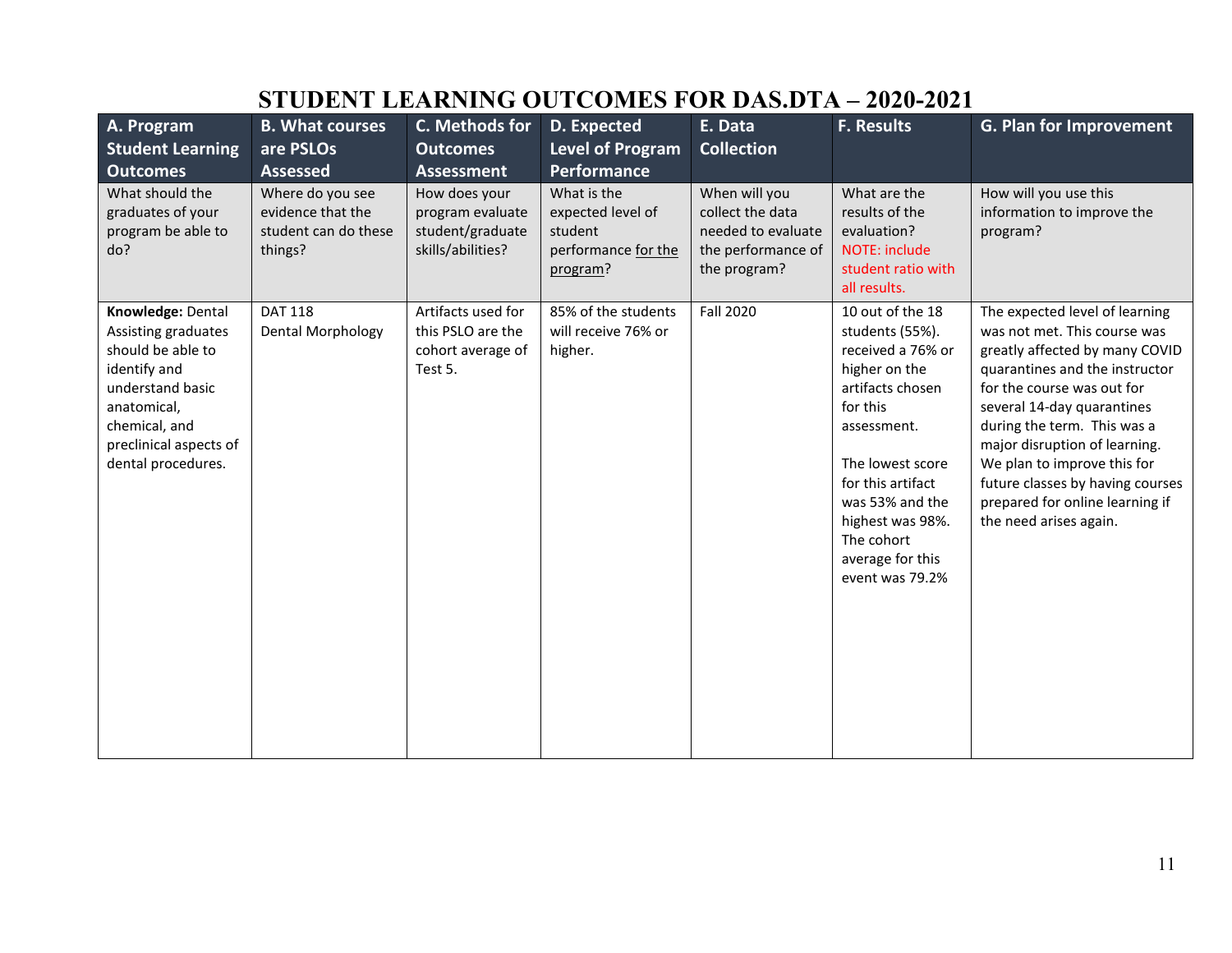# STUDENT LEARNING OUTCOMES FOR DAS.DTA – 2020-2021

| A. Program Student Learning Outcomes | B. What courses are PSLOs Assessed | C. Methods for Outcomes Assessment | D. Expected Level of Program Performance | E. Data Collection | F. Results | G. Plan for Improvement |
|---|---|---|---|---|---|---|
| What should the graduates of your program be able to do? | Where do you see evidence that the student can do these things? | How does your program evaluate student/graduate skills/abilities? | What is the expected level of student performance for the program? | When will you collect the data needed to evaluate the performance of the program? | What are the results of the evaluation? NOTE: include student ratio with all results. | How will you use this information to improve the program? |
| **Knowledge:** Dental Assisting graduates should be able to identify and understand basic anatomical, chemical, and preclinical aspects of dental procedures. | DAT 118 Dental Morphology | Artifacts used for this PSLO are the cohort average of Test 5. | 85% of the students will receive 76% or higher. | Fall 2020 | 10 out of the 18 students (55%). received a 76% or higher on the artifacts chosen for this assessment.<br><br>The lowest score for this artifact was 53% and the highest was 98%. The cohort average for this event was 79.2% | The expected level of learning was not met. This course was greatly affected by many COVID quarantines and the instructor for the course was out for several 14-day quarantines during the term. This was a major disruption of learning. We plan to improve this for future classes by having courses prepared for online learning if the need arises again. |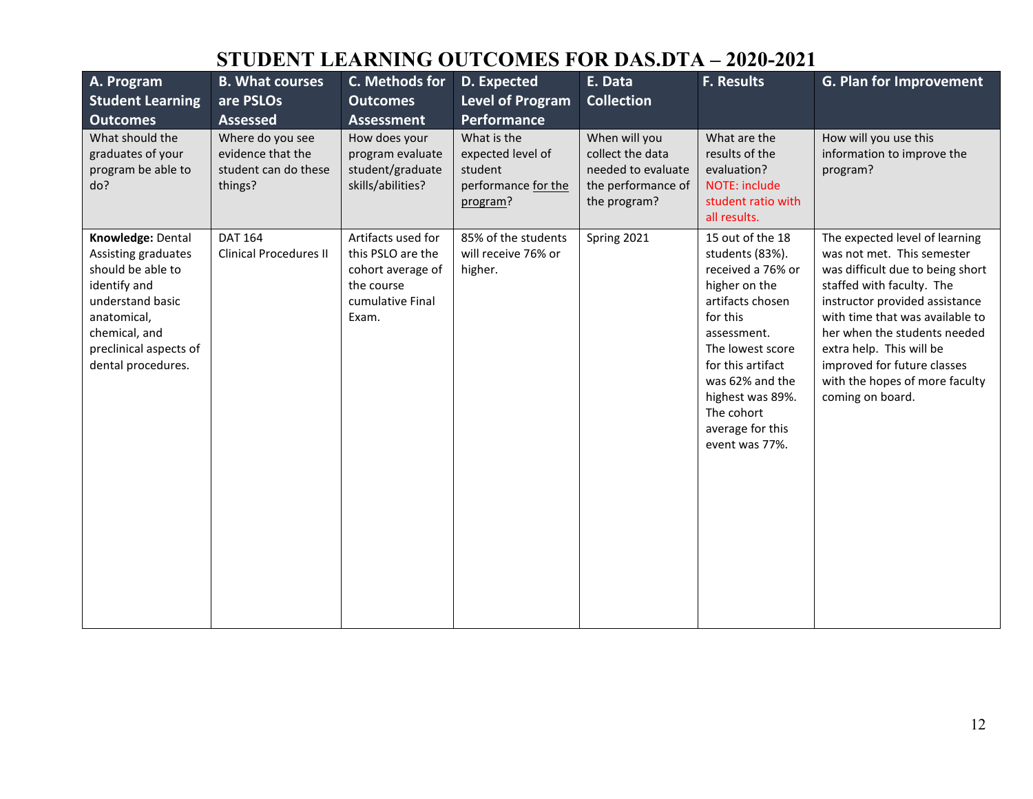# STUDENT LEARNING OUTCOMES FOR DAS.DTA – 2020-2021

| A. Program Student Learning Outcomes | B. What courses are PSLOs Assessed | C. Methods for Outcomes Assessment | D. Expected Level of Program Performance | E. Data Collection | F. Results | G. Plan for Improvement |
|---|---|---|---|---|---|---|
| What should the graduates of your program be able to do? | Where do you see evidence that the student can do these things? | How does your program evaluate student/graduate skills/abilities? | What is the expected level of student performance for the program? | When will you collect the data needed to evaluate the performance of the program? | What are the results of the evaluation? NOTE: include student ratio with all results. | How will you use this information to improve the program? |
| **Knowledge:** Dental Assisting graduates should be able to identify and understand basic anatomical, chemical, and preclinical aspects of dental procedures. | DAT 164 Clinical Procedures II | Artifacts used for this PSLO are the cohort average of the course cumulative Final Exam. | 85% of the students will receive 76% or higher. | Spring 2021 | 15 out of the 18 students (83%). received a 76% or higher on the artifacts chosen for this assessment. The lowest score for this artifact was 62% and the highest was 89%. The cohort average for this event was 77%. | The expected level of learning was not met. This semester was difficult due to being short staffed with faculty. The instructor provided assistance with time that was available to her when the students needed extra help. This will be improved for future classes with the hopes of more faculty coming on board. |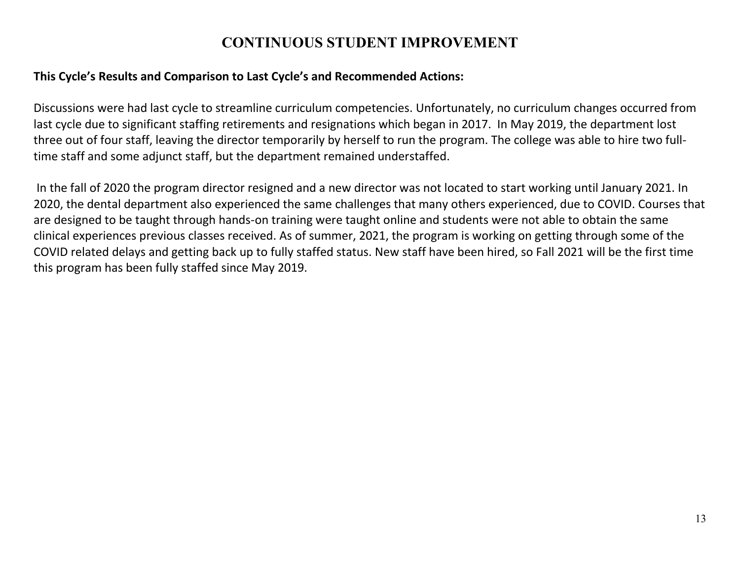# CONTINUOUS STUDENT IMPROVEMENT

**This Cycle's Results and Comparison to Last Cycle's and Recommended Actions:**

Discussions were had last cycle to streamline curriculum competencies. Unfortunately, no curriculum changes occurred from last cycle due to significant staffing retirements and resignations which began in 2017. In May 2019, the department lost three out of four staff, leaving the director temporarily by herself to run the program. The college was able to hire two full-time staff and some adjunct staff, but the department remained understaffed.

In the fall of 2020 the program director resigned and a new director was not located to start working until January 2021. In 2020, the dental department also experienced the same challenges that many others experienced, due to COVID. Courses that are designed to be taught through hands-on training were taught online and students were not able to obtain the same clinical experiences previous classes received. As of summer, 2021, the program is working on getting through some of the COVID related delays and getting back up to fully staffed status. New staff have been hired, so Fall 2021 will be the first time this program has been fully staffed since May 2019.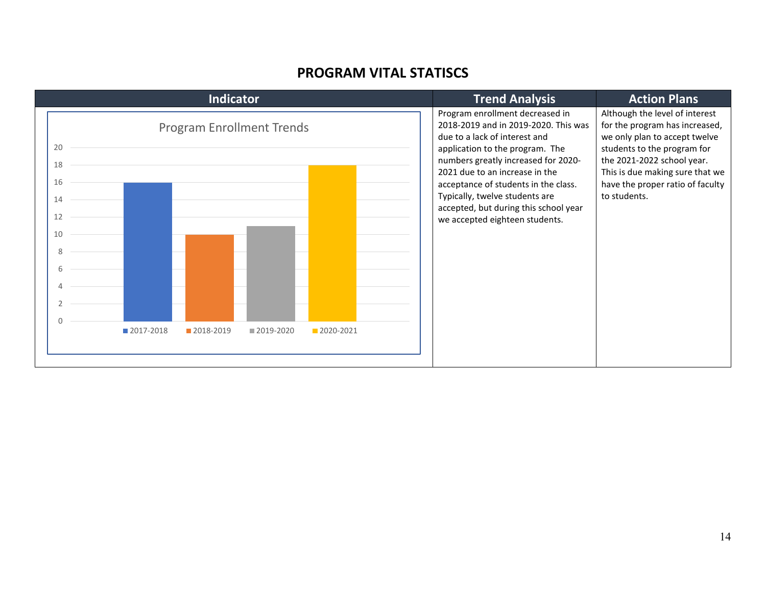# PROGRAM VITAL STATISCS

| Indicator | Trend Analysis | Action Plans |
|---|---|---|
| Program Enrollment Trends<br>2017-2018: 16<br>2018-2019: 10<br>2019-2020: 11<br>2020-2021: 18 | Program enrollment decreased in 2018-2019 and in 2019-2020. This was due to a lack of interest and application to the program. The numbers greatly increased for 2020-2021 due to an increase in the acceptance of students in the class. Typically, twelve students are accepted, but during this school year we accepted eighteen students. | Although the level of interest for the program has increased, we only plan to accept twelve students to the program for the 2021-2022 school year. This is due making sure that we have the proper ratio of faculty to students. |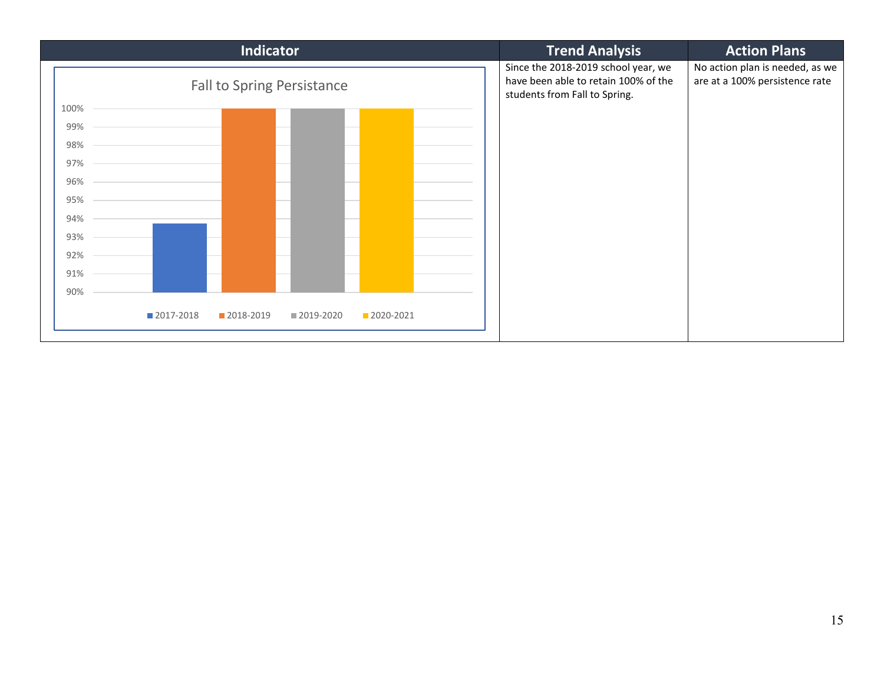| Indicator | Trend Analysis | Action Plans |
| --- | --- | --- |
| Fall to Spring Persistance<br><br>2017-2018: ~93.7%<br>2018-2019: 100%<br>2019-2020: 100%<br>2020-2021: 100% | Since the 2018-2019 school year, we have been able to retain 100% of the students from Fall to Spring. | No action plan is needed, as we are at a 100% persistence rate |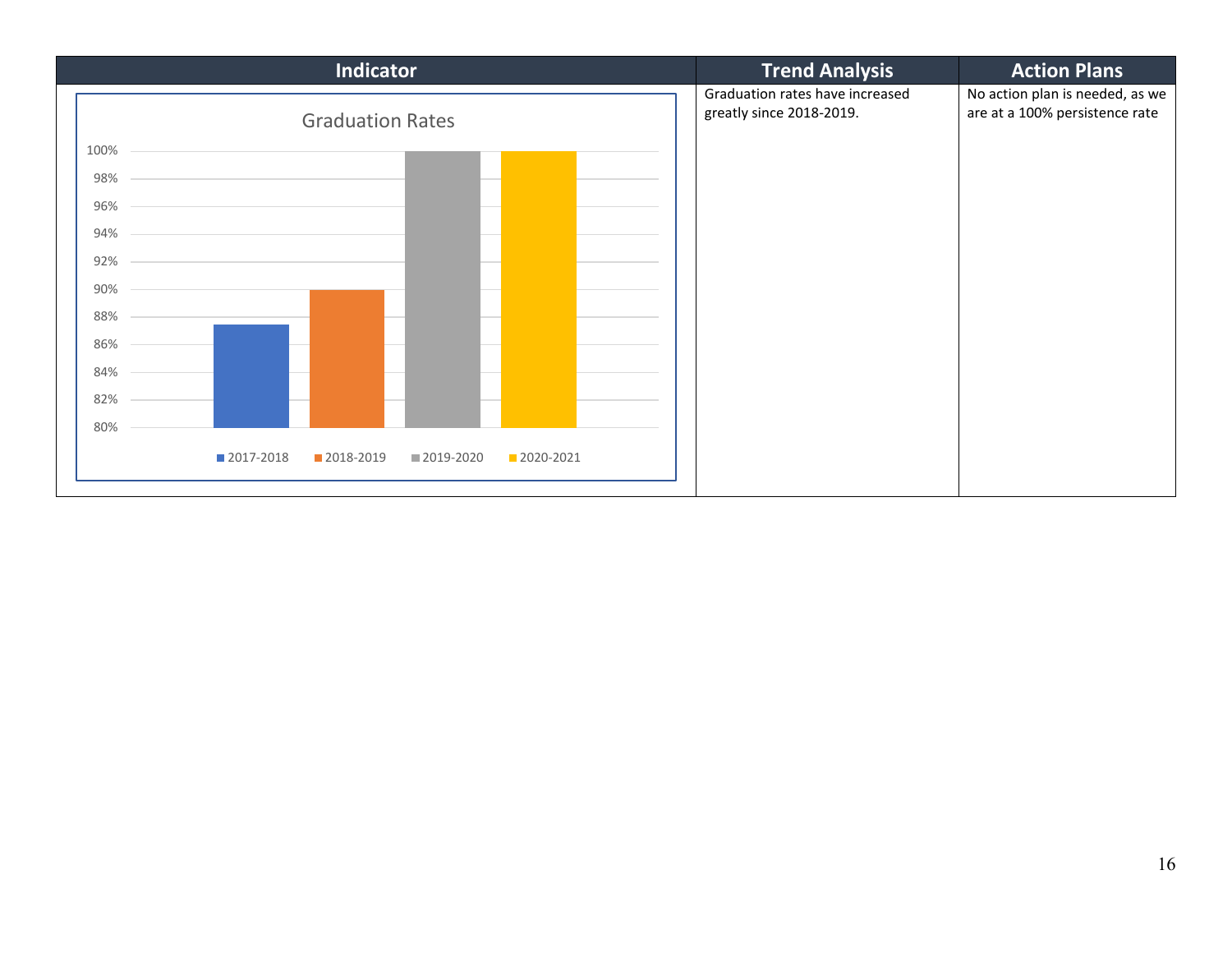| Indicator | Trend Analysis | Action Plans |
| --- | --- | --- |
| Graduation Rates<br>2017-2018, 2018-2019, 2019-2020, 2020-2021 | Graduation rates have increased greatly since 2018-2019. | No action plan is needed, as we are at a 100% persistence rate |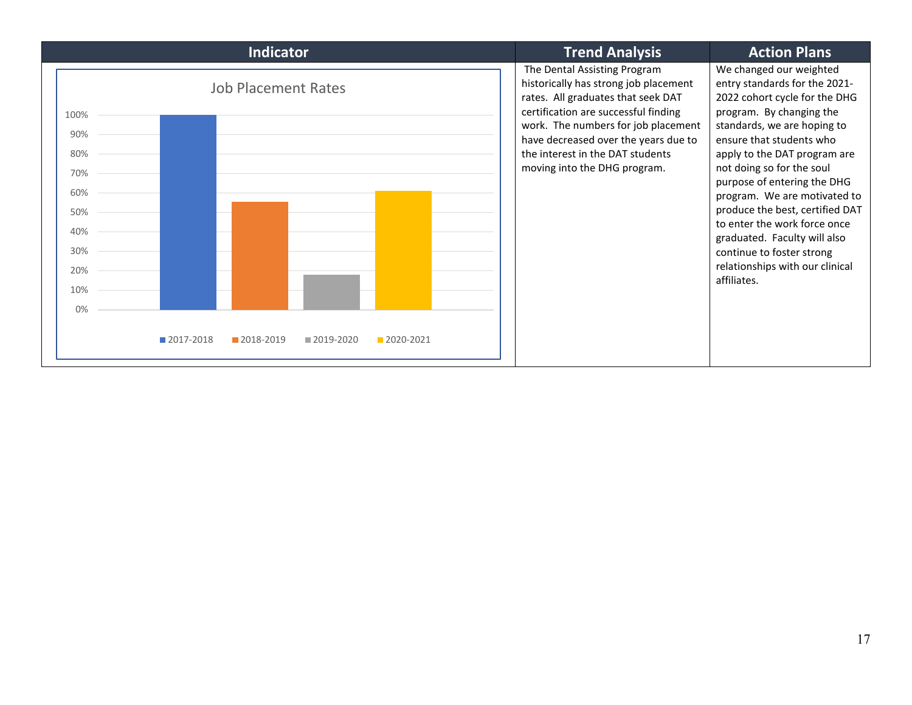| Indicator | Trend Analysis | Action Plans |
|---|---|---|
| Job Placement Rates (chart: 2017-2018, 2018-2019, 2019-2020, 2020-2021; y-axis 0%–100%) | The Dental Assisting Program historically has strong job placement rates. All graduates that seek DAT certification are successful finding work. The numbers for job placement have decreased over the years due to the interest in the DAT students moving into the DHG program. | We changed our weighted entry standards for the 2021-2022 cohort cycle for the DHG program. By changing the standards, we are hoping to ensure that students who apply to the DAT program are not doing so for the soul purpose of entering the DHG program. We are motivated to produce the best, certified DAT to enter the work force once graduated. Faculty will also continue to foster strong relationships with our clinical affiliates. |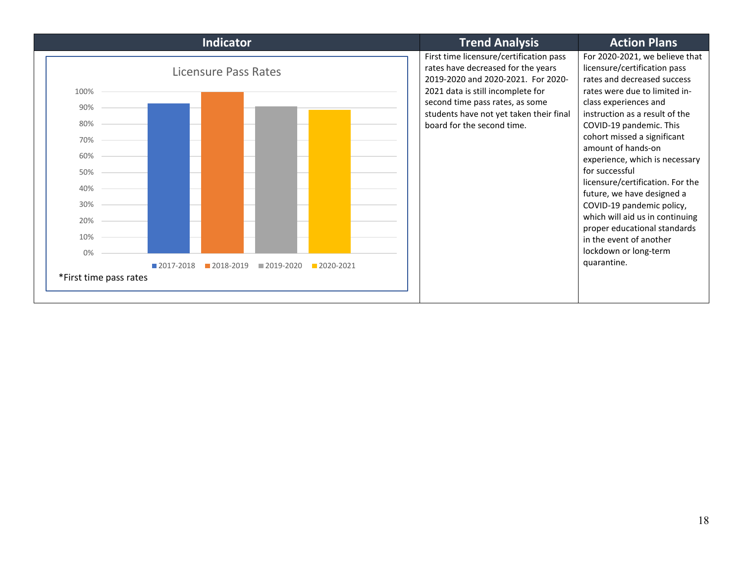| Indicator | Trend Analysis | Action Plans |
| --- | --- | --- |
| Licensure Pass Rates<br>100%<br>90%<br>80%<br>70%<br>60%<br>50%<br>40%<br>30%<br>20%<br>10%<br>0%<br>2017-2018 2018-2019 2019-2020 2020-2021<br>*First time pass rates | First time licensure/certification pass rates have decreased for the years 2019-2020 and 2020-2021. For 2020-2021 data is still incomplete for second time pass rates, as some students have not yet taken their final board for the second time. | For 2020-2021, we believe that licensure/certification pass rates and decreased success rates were due to limited in-class experiences and instruction as a result of the COVID-19 pandemic. This cohort missed a significant amount of hands-on experience, which is necessary for successful licensure/certification. For the future, we have designed a COVID-19 pandemic policy, which will aid us in continuing proper educational standards in the event of another lockdown or long-term quarantine. |